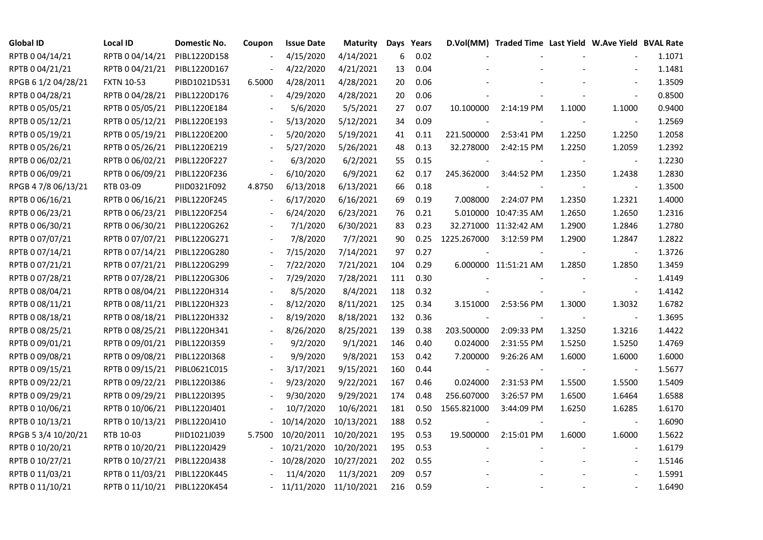| Global ID | Local ID | Domestic No. | Coupon | Issue Date | Maturity | Days | Years | D.Vol(MM) | Traded Time | Last Yield | W.Ave Yield | BVAL Rate |
|---|---|---|---|---|---|---|---|---|---|---|---|---|
| RPTB 0 04/14/21 | RPTB 0 04/14/21 | PIBL1220D158 | - | 4/15/2020 | 4/14/2021 | 6 | 0.02 | - | - | - | - | 1.1071 |
| RPTB 0 04/21/21 | RPTB 0 04/21/21 | PIBL1220D167 | - | 4/22/2020 | 4/21/2021 | 13 | 0.04 | - | - | - | - | 1.1481 |
| RPGB 6 1/2 04/28/21 | FXTN 10-53 | PIBD1021D531 | 6.5000 | 4/28/2011 | 4/28/2021 | 20 | 0.06 | - | - | - | - | 1.3509 |
| RPTB 0 04/28/21 | RPTB 0 04/28/21 | PIBL1220D176 | - | 4/29/2020 | 4/28/2021 | 20 | 0.06 | - | - | - | - | 0.8500 |
| RPTB 0 05/05/21 | RPTB 0 05/05/21 | PIBL1220E184 | - | 5/6/2020 | 5/5/2021 | 27 | 0.07 | 10.100000 | 2:14:19 PM | 1.1000 | 1.1000 | 0.9400 |
| RPTB 0 05/12/21 | RPTB 0 05/12/21 | PIBL1220E193 | - | 5/13/2020 | 5/12/2021 | 34 | 0.09 | - | - | - | - | 1.2569 |
| RPTB 0 05/19/21 | RPTB 0 05/19/21 | PIBL1220E200 | - | 5/20/2020 | 5/19/2021 | 41 | 0.11 | 221.500000 | 2:53:41 PM | 1.2250 | 1.2250 | 1.2058 |
| RPTB 0 05/26/21 | RPTB 0 05/26/21 | PIBL1220E219 | - | 5/27/2020 | 5/26/2021 | 48 | 0.13 | 32.278000 | 2:42:15 PM | 1.2250 | 1.2059 | 1.2392 |
| RPTB 0 06/02/21 | RPTB 0 06/02/21 | PIBL1220F227 | - | 6/3/2020 | 6/2/2021 | 55 | 0.15 | - | - | - | - | 1.2230 |
| RPTB 0 06/09/21 | RPTB 0 06/09/21 | PIBL1220F236 | - | 6/10/2020 | 6/9/2021 | 62 | 0.17 | 245.362000 | 3:44:52 PM | 1.2350 | 1.2438 | 1.2830 |
| RPGB 4 7/8 06/13/21 | RTB 03-09 | PIID0321F092 | 4.8750 | 6/13/2018 | 6/13/2021 | 66 | 0.18 | - | - | - | - | 1.3500 |
| RPTB 0 06/16/21 | RPTB 0 06/16/21 | PIBL1220F245 | - | 6/17/2020 | 6/16/2021 | 69 | 0.19 | 7.008000 | 2:24:07 PM | 1.2350 | 1.2321 | 1.4000 |
| RPTB 0 06/23/21 | RPTB 0 06/23/21 | PIBL1220F254 | - | 6/24/2020 | 6/23/2021 | 76 | 0.21 | 5.010000 | 10:47:35 AM | 1.2650 | 1.2650 | 1.2316 |
| RPTB 0 06/30/21 | RPTB 0 06/30/21 | PIBL1220G262 | - | 7/1/2020 | 6/30/2021 | 83 | 0.23 | 32.271000 | 11:32:42 AM | 1.2900 | 1.2846 | 1.2780 |
| RPTB 0 07/07/21 | RPTB 0 07/07/21 | PIBL1220G271 | - | 7/8/2020 | 7/7/2021 | 90 | 0.25 | 1225.267000 | 3:12:59 PM | 1.2900 | 1.2847 | 1.2822 |
| RPTB 0 07/14/21 | RPTB 0 07/14/21 | PIBL1220G280 | - | 7/15/2020 | 7/14/2021 | 97 | 0.27 | - | - | - | - | 1.3726 |
| RPTB 0 07/21/21 | RPTB 0 07/21/21 | PIBL1220G299 | - | 7/22/2020 | 7/21/2021 | 104 | 0.29 | 6.000000 | 11:51:21 AM | 1.2850 | 1.2850 | 1.3459 |
| RPTB 0 07/28/21 | RPTB 0 07/28/21 | PIBL1220G306 | - | 7/29/2020 | 7/28/2021 | 111 | 0.30 | - | - | - | - | 1.4149 |
| RPTB 0 08/04/21 | RPTB 0 08/04/21 | PIBL1220H314 | - | 8/5/2020 | 8/4/2021 | 118 | 0.32 | - | - | - | - | 1.4142 |
| RPTB 0 08/11/21 | RPTB 0 08/11/21 | PIBL1220H323 | - | 8/12/2020 | 8/11/2021 | 125 | 0.34 | 3.151000 | 2:53:56 PM | 1.3000 | 1.3032 | 1.6782 |
| RPTB 0 08/18/21 | RPTB 0 08/18/21 | PIBL1220H332 | - | 8/19/2020 | 8/18/2021 | 132 | 0.36 | - | - | - | - | 1.3695 |
| RPTB 0 08/25/21 | RPTB 0 08/25/21 | PIBL1220H341 | - | 8/26/2020 | 8/25/2021 | 139 | 0.38 | 203.500000 | 2:09:33 PM | 1.3250 | 1.3216 | 1.4422 |
| RPTB 0 09/01/21 | RPTB 0 09/01/21 | PIBL1220I359 | - | 9/2/2020 | 9/1/2021 | 146 | 0.40 | 0.024000 | 2:31:55 PM | 1.5250 | 1.5250 | 1.4769 |
| RPTB 0 09/08/21 | RPTB 0 09/08/21 | PIBL1220I368 | - | 9/9/2020 | 9/8/2021 | 153 | 0.42 | 7.200000 | 9:26:26 AM | 1.6000 | 1.6000 | 1.6000 |
| RPTB 0 09/15/21 | RPTB 0 09/15/21 | PIBL0621C015 | - | 3/17/2021 | 9/15/2021 | 160 | 0.44 | - | - | - | - | 1.5677 |
| RPTB 0 09/22/21 | RPTB 0 09/22/21 | PIBL1220I386 | - | 9/23/2020 | 9/22/2021 | 167 | 0.46 | 0.024000 | 2:31:53 PM | 1.5500 | 1.5500 | 1.5409 |
| RPTB 0 09/29/21 | RPTB 0 09/29/21 | PIBL1220I395 | - | 9/30/2020 | 9/29/2021 | 174 | 0.48 | 256.607000 | 3:26:57 PM | 1.6500 | 1.6464 | 1.6588 |
| RPTB 0 10/06/21 | RPTB 0 10/06/21 | PIBL1220J401 | - | 10/7/2020 | 10/6/2021 | 181 | 0.50 | 1565.821000 | 3:44:09 PM | 1.6250 | 1.6285 | 1.6170 |
| RPTB 0 10/13/21 | RPTB 0 10/13/21 | PIBL1220J410 | - | 10/14/2020 | 10/13/2021 | 188 | 0.52 | - | - | - | - | 1.6090 |
| RPGB 5 3/4 10/20/21 | RTB 10-03 | PIID1021J039 | 5.7500 | 10/20/2011 | 10/20/2021 | 195 | 0.53 | 19.500000 | 2:15:01 PM | 1.6000 | 1.6000 | 1.5622 |
| RPTB 0 10/20/21 | RPTB 0 10/20/21 | PIBL1220J429 | - | 10/21/2020 | 10/20/2021 | 195 | 0.53 | - | - | - | - | 1.6179 |
| RPTB 0 10/27/21 | RPTB 0 10/27/21 | PIBL1220J438 | - | 10/28/2020 | 10/27/2021 | 202 | 0.55 | - | - | - | - | 1.5146 |
| RPTB 0 11/03/21 | RPTB 0 11/03/21 | PIBL1220K445 | - | 11/4/2020 | 11/3/2021 | 209 | 0.57 | - | - | - | - | 1.5991 |
| RPTB 0 11/10/21 | RPTB 0 11/10/21 | PIBL1220K454 | - | 11/11/2020 | 11/10/2021 | 216 | 0.59 | - | - | - | - | 1.6490 |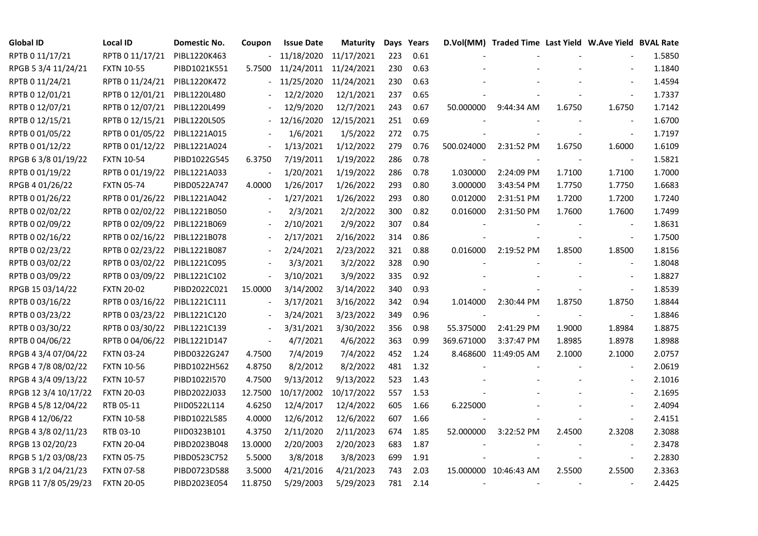| Global ID | Local ID | Domestic No. | Coupon | Issue Date | Maturity | Days | Years | D.Vol(MM) | Traded Time | Last Yield | W.Ave Yield | BVAL Rate |
|---|---|---|---|---|---|---|---|---|---|---|---|---|
| RPTB 0 11/17/21 | RPTB 0 11/17/21 | PIBL1220K463 | - | 11/18/2020 | 11/17/2021 | 223 | 0.61 | - | - | - | - | 1.5850 |
| RPGB 5 3/4 11/24/21 | FXTN 10-55 | PIBD1021K551 | 5.7500 | 11/24/2011 | 11/24/2021 | 230 | 0.63 | - | - | - | - | 1.1840 |
| RPTB 0 11/24/21 | RPTB 0 11/24/21 | PIBL1220K472 | - | 11/25/2020 | 11/24/2021 | 230 | 0.63 | - | - | - | - | 1.4594 |
| RPTB 0 12/01/21 | RPTB 0 12/01/21 | PIBL1220L480 | - | 12/2/2020 | 12/1/2021 | 237 | 0.65 | - | - | - | - | 1.7337 |
| RPTB 0 12/07/21 | RPTB 0 12/07/21 | PIBL1220L499 | - | 12/9/2020 | 12/7/2021 | 243 | 0.67 | 50.000000 | 9:44:34 AM | 1.6750 | 1.6750 | 1.7142 |
| RPTB 0 12/15/21 | RPTB 0 12/15/21 | PIBL1220L505 | - | 12/16/2020 | 12/15/2021 | 251 | 0.69 | - | - | - | - | 1.6700 |
| RPTB 0 01/05/22 | RPTB 0 01/05/22 | PIBL1221A015 | - | 1/6/2021 | 1/5/2022 | 272 | 0.75 | - | - | - | - | 1.7197 |
| RPTB 0 01/12/22 | RPTB 0 01/12/22 | PIBL1221A024 | - | 1/13/2021 | 1/12/2022 | 279 | 0.76 | 500.024000 | 2:31:52 PM | 1.6750 | 1.6000 | 1.6109 |
| RPGB 6 3/8 01/19/22 | FXTN 10-54 | PIBD1022G545 | 6.3750 | 7/19/2011 | 1/19/2022 | 286 | 0.78 | - | - | - | - | 1.5821 |
| RPTB 0 01/19/22 | RPTB 0 01/19/22 | PIBL1221A033 | - | 1/20/2021 | 1/19/2022 | 286 | 0.78 | 1.030000 | 2:24:09 PM | 1.7100 | 1.7100 | 1.7000 |
| RPGB 4 01/26/22 | FXTN 05-74 | PIBD0522A747 | 4.0000 | 1/26/2017 | 1/26/2022 | 293 | 0.80 | 3.000000 | 3:43:54 PM | 1.7750 | 1.7750 | 1.6683 |
| RPTB 0 01/26/22 | RPTB 0 01/26/22 | PIBL1221A042 | - | 1/27/2021 | 1/26/2022 | 293 | 0.80 | 0.012000 | 2:31:51 PM | 1.7200 | 1.7200 | 1.7240 |
| RPTB 0 02/02/22 | RPTB 0 02/02/22 | PIBL1221B050 | - | 2/3/2021 | 2/2/2022 | 300 | 0.82 | 0.016000 | 2:31:50 PM | 1.7600 | 1.7600 | 1.7499 |
| RPTB 0 02/09/22 | RPTB 0 02/09/22 | PIBL1221B069 | - | 2/10/2021 | 2/9/2022 | 307 | 0.84 | - | - | - | - | 1.8631 |
| RPTB 0 02/16/22 | RPTB 0 02/16/22 | PIBL1221B078 | - | 2/17/2021 | 2/16/2022 | 314 | 0.86 | - | - | - | - | 1.7500 |
| RPTB 0 02/23/22 | RPTB 0 02/23/22 | PIBL1221B087 | - | 2/24/2021 | 2/23/2022 | 321 | 0.88 | 0.016000 | 2:19:52 PM | 1.8500 | 1.8500 | 1.8156 |
| RPTB 0 03/02/22 | RPTB 0 03/02/22 | PIBL1221C095 | - | 3/3/2021 | 3/2/2022 | 328 | 0.90 | - | - | - | - | 1.8048 |
| RPTB 0 03/09/22 | RPTB 0 03/09/22 | PIBL1221C102 | - | 3/10/2021 | 3/9/2022 | 335 | 0.92 | - | - | - | - | 1.8827 |
| RPGB 15 03/14/22 | FXTN 20-02 | PIBD2022C021 | 15.0000 | 3/14/2002 | 3/14/2022 | 340 | 0.93 | - | - | - | - | 1.8539 |
| RPTB 0 03/16/22 | RPTB 0 03/16/22 | PIBL1221C111 | - | 3/17/2021 | 3/16/2022 | 342 | 0.94 | 1.014000 | 2:30:44 PM | 1.8750 | 1.8750 | 1.8844 |
| RPTB 0 03/23/22 | RPTB 0 03/23/22 | PIBL1221C120 | - | 3/24/2021 | 3/23/2022 | 349 | 0.96 | - | - | - | - | 1.8846 |
| RPTB 0 03/30/22 | RPTB 0 03/30/22 | PIBL1221C139 | - | 3/31/2021 | 3/30/2022 | 356 | 0.98 | 55.375000 | 2:41:29 PM | 1.9000 | 1.8984 | 1.8875 |
| RPTB 0 04/06/22 | RPTB 0 04/06/22 | PIBL1221D147 | - | 4/7/2021 | 4/6/2022 | 363 | 0.99 | 369.671000 | 3:37:47 PM | 1.8985 | 1.8978 | 1.8988 |
| RPGB 4 3/4 07/04/22 | FXTN 03-24 | PIBD0322G247 | 4.7500 | 7/4/2019 | 7/4/2022 | 452 | 1.24 | 8.468600 | 11:49:05 AM | 2.1000 | 2.1000 | 2.0757 |
| RPGB 4 7/8 08/02/22 | FXTN 10-56 | PIBD1022H562 | 4.8750 | 8/2/2012 | 8/2/2022 | 481 | 1.32 | - | - | - | - | 2.0619 |
| RPGB 4 3/4 09/13/22 | FXTN 10-57 | PIBD1022I570 | 4.7500 | 9/13/2012 | 9/13/2022 | 523 | 1.43 | - | - | - | - | 2.1016 |
| RPGB 12 3/4 10/17/22 | FXTN 20-03 | PIBD2022J033 | 12.7500 | 10/17/2002 | 10/17/2022 | 557 | 1.53 | - | - | - | - | 2.1695 |
| RPGB 4 5/8 12/04/22 | RTB 05-11 | PIID0522L114 | 4.6250 | 12/4/2017 | 12/4/2022 | 605 | 1.66 | 6.225000 | - | - | - | 2.4094 |
| RPGB 4 12/06/22 | FXTN 10-58 | PIBD1022L585 | 4.0000 | 12/6/2012 | 12/6/2022 | 607 | 1.66 | - | - | - | - | 2.4151 |
| RPGB 4 3/8 02/11/23 | RTB 03-10 | PIID0323B101 | 4.3750 | 2/11/2020 | 2/11/2023 | 674 | 1.85 | 52.000000 | 3:22:52 PM | 2.4500 | 2.3208 | 2.3088 |
| RPGB 13 02/20/23 | FXTN 20-04 | PIBD2023B048 | 13.0000 | 2/20/2003 | 2/20/2023 | 683 | 1.87 | - | - | - | - | 2.3478 |
| RPGB 5 1/2 03/08/23 | FXTN 05-75 | PIBD0523C752 | 5.5000 | 3/8/2018 | 3/8/2023 | 699 | 1.91 | - | - | - | - | 2.2830 |
| RPGB 3 1/2 04/21/23 | FXTN 07-58 | PIBD0723D588 | 3.5000 | 4/21/2016 | 4/21/2023 | 743 | 2.03 | 15.000000 | 10:46:43 AM | 2.5500 | 2.5500 | 2.3363 |
| RPGB 11 7/8 05/29/23 | FXTN 20-05 | PIBD2023E054 | 11.8750 | 5/29/2003 | 5/29/2023 | 781 | 2.14 | - | - | - | - | 2.4425 |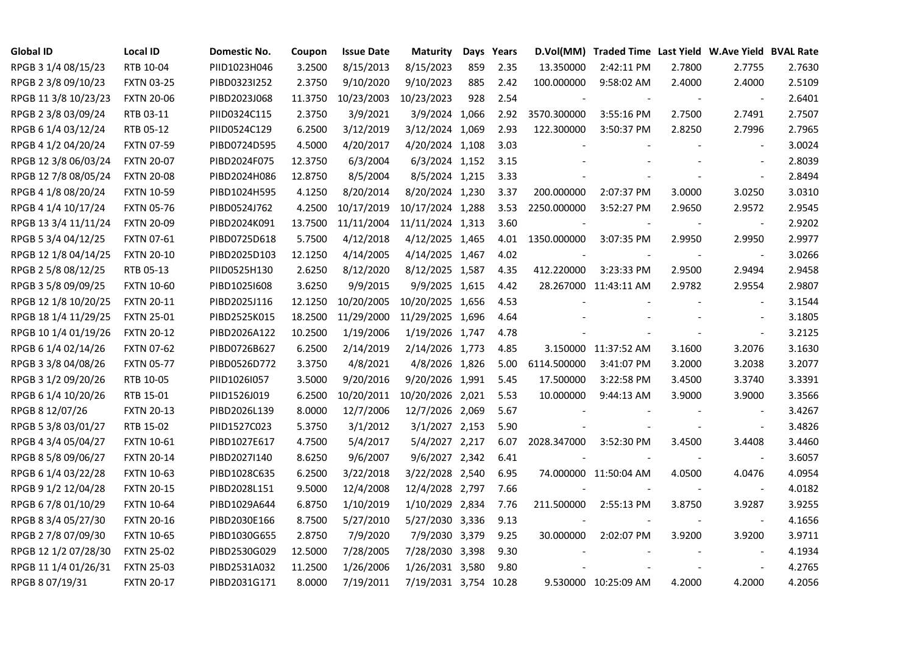| Global ID | Local ID | Domestic No. | Coupon | Issue Date | Maturity | Days | Years | D.Vol(MM) | Traded Time | Last Yield | W.Ave Yield | BVAL Rate |
|---|---|---|---|---|---|---|---|---|---|---|---|---|
| RPGB 3 1/4 08/15/23 | RTB 10-04 | PIID1023H046 | 3.2500 | 8/15/2013 | 8/15/2023 | 859 | 2.35 | 13.350000 | 2:42:11 PM | 2.7800 | 2.7755 | 2.7630 |
| RPGB 2 3/8 09/10/23 | FXTN 03-25 | PIBD0323I252 | 2.3750 | 9/10/2020 | 9/10/2023 | 885 | 2.42 | 100.000000 | 9:58:02 AM | 2.4000 | 2.4000 | 2.5109 |
| RPGB 11 3/8 10/23/23 | FXTN 20-06 | PIBD2023J068 | 11.3750 | 10/23/2003 | 10/23/2023 | 928 | 2.54 | - | - | - | - | 2.6401 |
| RPGB 2 3/8 03/09/24 | RTB 03-11 | PIID0324C115 | 2.3750 | 3/9/2021 | 3/9/2024 | 1,066 | 2.92 | 3570.300000 | 3:55:16 PM | 2.7500 | 2.7491 | 2.7507 |
| RPGB 6 1/4 03/12/24 | RTB 05-12 | PIID0524C129 | 6.2500 | 3/12/2019 | 3/12/2024 | 1,069 | 2.93 | 122.300000 | 3:50:37 PM | 2.8250 | 2.7996 | 2.7965 |
| RPGB 4 1/2 04/20/24 | FXTN 07-59 | PIBD0724D595 | 4.5000 | 4/20/2017 | 4/20/2024 | 1,108 | 3.03 | - | - | - | - | 3.0024 |
| RPGB 12 3/8 06/03/24 | FXTN 20-07 | PIBD2024F075 | 12.3750 | 6/3/2004 | 6/3/2024 | 1,152 | 3.15 | - | - | - | - | 2.8039 |
| RPGB 12 7/8 08/05/24 | FXTN 20-08 | PIBD2024H086 | 12.8750 | 8/5/2004 | 8/5/2024 | 1,215 | 3.33 | - | - | - | - | 2.8494 |
| RPGB 4 1/8 08/20/24 | FXTN 10-59 | PIBD1024H595 | 4.1250 | 8/20/2014 | 8/20/2024 | 1,230 | 3.37 | 200.000000 | 2:07:37 PM | 3.0000 | 3.0250 | 3.0310 |
| RPGB 4 1/4 10/17/24 | FXTN 05-76 | PIBD0524J762 | 4.2500 | 10/17/2019 | 10/17/2024 | 1,288 | 3.53 | 2250.000000 | 3:52:27 PM | 2.9650 | 2.9572 | 2.9545 |
| RPGB 13 3/4 11/11/24 | FXTN 20-09 | PIBD2024K091 | 13.7500 | 11/11/2004 | 11/11/2024 | 1,313 | 3.60 | - | - | - | - | 2.9202 |
| RPGB 5 3/4 04/12/25 | FXTN 07-61 | PIBD0725D618 | 5.7500 | 4/12/2018 | 4/12/2025 | 1,465 | 4.01 | 1350.000000 | 3:07:35 PM | 2.9950 | 2.9950 | 2.9977 |
| RPGB 12 1/8 04/14/25 | FXTN 20-10 | PIBD2025D103 | 12.1250 | 4/14/2005 | 4/14/2025 | 1,467 | 4.02 | - | - | - | - | 3.0266 |
| RPGB 2 5/8 08/12/25 | RTB 05-13 | PIID0525H130 | 2.6250 | 8/12/2020 | 8/12/2025 | 1,587 | 4.35 | 412.220000 | 3:23:33 PM | 2.9500 | 2.9494 | 2.9458 |
| RPGB 3 5/8 09/09/25 | FXTN 10-60 | PIBD1025I608 | 3.6250 | 9/9/2015 | 9/9/2025 | 1,615 | 4.42 | 28.267000 | 11:43:11 AM | 2.9782 | 2.9554 | 2.9807 |
| RPGB 12 1/8 10/20/25 | FXTN 20-11 | PIBD2025J116 | 12.1250 | 10/20/2005 | 10/20/2025 | 1,656 | 4.53 | - | - | - | - | 3.1544 |
| RPGB 18 1/4 11/29/25 | FXTN 25-01 | PIBD2525K015 | 18.2500 | 11/29/2000 | 11/29/2025 | 1,696 | 4.64 | - | - | - | - | 3.1805 |
| RPGB 10 1/4 01/19/26 | FXTN 20-12 | PIBD2026A122 | 10.2500 | 1/19/2006 | 1/19/2026 | 1,747 | 4.78 | - | - | - | - | 3.2125 |
| RPGB 6 1/4 02/14/26 | FXTN 07-62 | PIBD0726B627 | 6.2500 | 2/14/2019 | 2/14/2026 | 1,773 | 4.85 | 3.150000 | 11:37:52 AM | 3.1600 | 3.2076 | 3.1630 |
| RPGB 3 3/8 04/08/26 | FXTN 05-77 | PIBD0526D772 | 3.3750 | 4/8/2021 | 4/8/2026 | 1,826 | 5.00 | 6114.500000 | 3:41:07 PM | 3.2000 | 3.2038 | 3.2077 |
| RPGB 3 1/2 09/20/26 | RTB 10-05 | PIID1026I057 | 3.5000 | 9/20/2016 | 9/20/2026 | 1,991 | 5.45 | 17.500000 | 3:22:58 PM | 3.4500 | 3.3740 | 3.3391 |
| RPGB 6 1/4 10/20/26 | RTB 15-01 | PIID1526J019 | 6.2500 | 10/20/2011 | 10/20/2026 | 2,021 | 5.53 | 10.000000 | 9:44:13 AM | 3.9000 | 3.9000 | 3.3566 |
| RPGB 8 12/07/26 | FXTN 20-13 | PIBD2026L139 | 8.0000 | 12/7/2006 | 12/7/2026 | 2,069 | 5.67 | - | - | - | - | 3.4267 |
| RPGB 5 3/8 03/01/27 | RTB 15-02 | PIID1527C023 | 5.3750 | 3/1/2012 | 3/1/2027 | 2,153 | 5.90 | - | - | - | - | 3.4826 |
| RPGB 4 3/4 05/04/27 | FXTN 10-61 | PIBD1027E617 | 4.7500 | 5/4/2017 | 5/4/2027 | 2,217 | 6.07 | 2028.347000 | 3:52:30 PM | 3.4500 | 3.4408 | 3.4460 |
| RPGB 8 5/8 09/06/27 | FXTN 20-14 | PIBD2027I140 | 8.6250 | 9/6/2007 | 9/6/2027 | 2,342 | 6.41 | - | - | - | - | 3.6057 |
| RPGB 6 1/4 03/22/28 | FXTN 10-63 | PIBD1028C635 | 6.2500 | 3/22/2018 | 3/22/2028 | 2,540 | 6.95 | 74.000000 | 11:50:04 AM | 4.0500 | 4.0476 | 4.0954 |
| RPGB 9 1/2 12/04/28 | FXTN 20-15 | PIBD2028L151 | 9.5000 | 12/4/2008 | 12/4/2028 | 2,797 | 7.66 | - | - | - | - | 4.0182 |
| RPGB 6 7/8 01/10/29 | FXTN 10-64 | PIBD1029A644 | 6.8750 | 1/10/2019 | 1/10/2029 | 2,834 | 7.76 | 211.500000 | 2:55:13 PM | 3.8750 | 3.9287 | 3.9255 |
| RPGB 8 3/4 05/27/30 | FXTN 20-16 | PIBD2030E166 | 8.7500 | 5/27/2010 | 5/27/2030 | 3,336 | 9.13 | - | - | - | - | 4.1656 |
| RPGB 2 7/8 07/09/30 | FXTN 10-65 | PIBD1030G655 | 2.8750 | 7/9/2020 | 7/9/2030 | 3,379 | 9.25 | 30.000000 | 2:02:07 PM | 3.9200 | 3.9200 | 3.9711 |
| RPGB 12 1/2 07/28/30 | FXTN 25-02 | PIBD2530G029 | 12.5000 | 7/28/2005 | 7/28/2030 | 3,398 | 9.30 | - | - | - | - | 4.1934 |
| RPGB 11 1/4 01/26/31 | FXTN 25-03 | PIBD2531A032 | 11.2500 | 1/26/2006 | 1/26/2031 | 3,580 | 9.80 | - | - | - | - | 4.2765 |
| RPGB 8 07/19/31 | FXTN 20-17 | PIBD2031G171 | 8.0000 | 7/19/2011 | 7/19/2031 | 3,754 | 10.28 | 9.530000 | 10:25:09 AM | 4.2000 | 4.2000 | 4.2056 |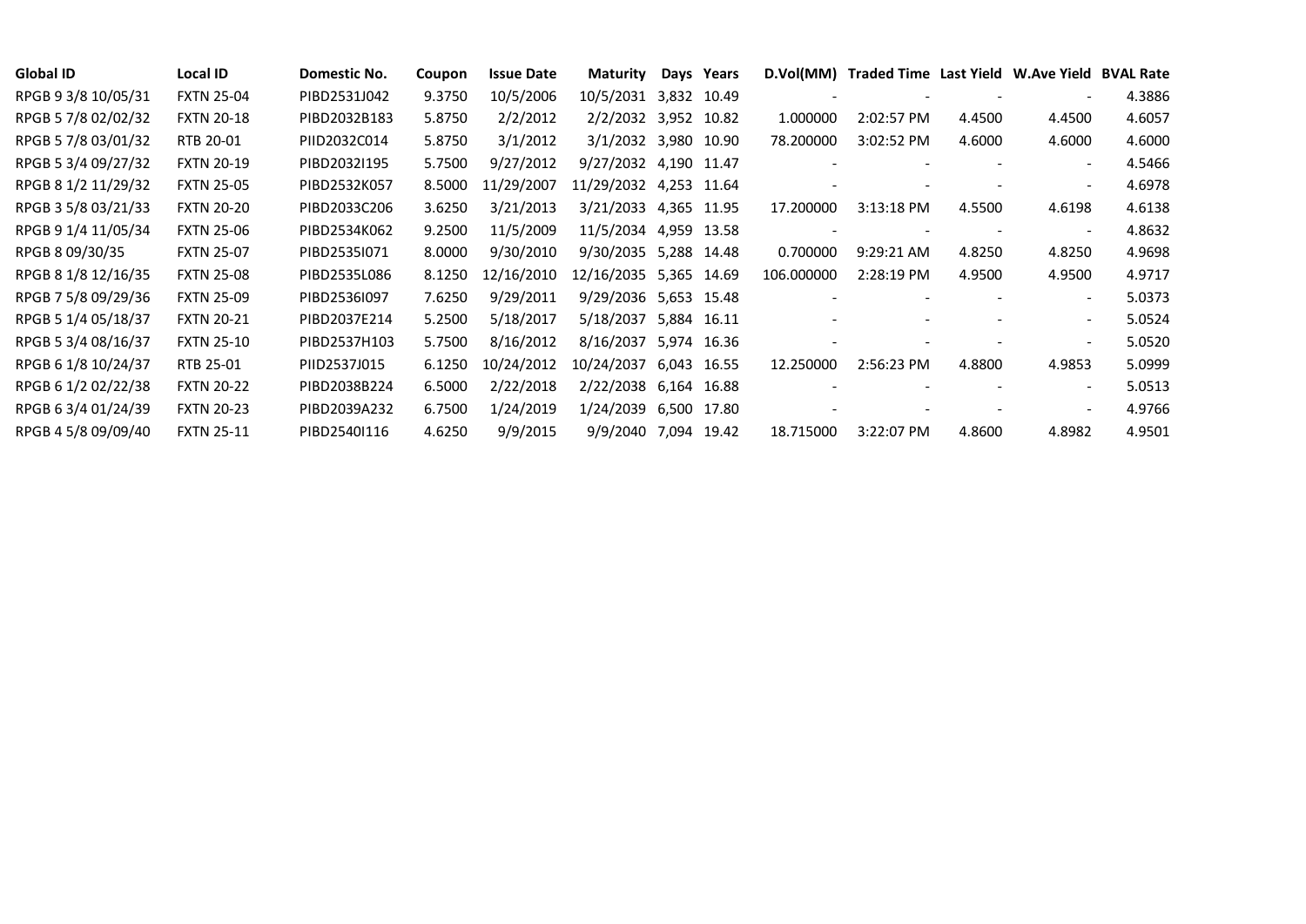| Global ID | Local ID | Domestic No. | Coupon | Issue Date | Maturity | Days | Years | D.Vol(MM) | Traded Time | Last Yield | W.Ave Yield | BVAL Rate |
|---|---|---|---|---|---|---|---|---|---|---|---|---|
| RPGB 9 3/8 10/05/31 | FXTN 25-04 | PIBD2531J042 | 9.3750 | 10/5/2006 | 10/5/2031 | 3,832 | 10.49 | - | - | - | - | 4.3886 |
| RPGB 5 7/8 02/02/32 | FXTN 20-18 | PIBD2032B183 | 5.8750 | 2/2/2012 | 2/2/2032 | 3,952 | 10.82 | 1.000000 | 2:02:57 PM | 4.4500 | 4.4500 | 4.6057 |
| RPGB 5 7/8 03/01/32 | RTB 20-01 | PIID2032C014 | 5.8750 | 3/1/2012 | 3/1/2032 | 3,980 | 10.90 | 78.200000 | 3:02:52 PM | 4.6000 | 4.6000 | 4.6000 |
| RPGB 5 3/4 09/27/32 | FXTN 20-19 | PIBD2032I195 | 5.7500 | 9/27/2012 | 9/27/2032 | 4,190 | 11.47 | - | - | - | - | 4.5466 |
| RPGB 8 1/2 11/29/32 | FXTN 25-05 | PIBD2532K057 | 8.5000 | 11/29/2007 | 11/29/2032 | 4,253 | 11.64 | - | - | - | - | 4.6978 |
| RPGB 3 5/8 03/21/33 | FXTN 20-20 | PIBD2033C206 | 3.6250 | 3/21/2013 | 3/21/2033 | 4,365 | 11.95 | 17.200000 | 3:13:18 PM | 4.5500 | 4.6198 | 4.6138 |
| RPGB 9 1/4 11/05/34 | FXTN 25-06 | PIBD2534K062 | 9.2500 | 11/5/2009 | 11/5/2034 | 4,959 | 13.58 | - | - | - | - | 4.8632 |
| RPGB 8 09/30/35 | FXTN 25-07 | PIBD2535I071 | 8.0000 | 9/30/2010 | 9/30/2035 | 5,288 | 14.48 | 0.700000 | 9:29:21 AM | 4.8250 | 4.8250 | 4.9698 |
| RPGB 8 1/8 12/16/35 | FXTN 25-08 | PIBD2535L086 | 8.1250 | 12/16/2010 | 12/16/2035 | 5,365 | 14.69 | 106.000000 | 2:28:19 PM | 4.9500 | 4.9500 | 4.9717 |
| RPGB 7 5/8 09/29/36 | FXTN 25-09 | PIBD2536I097 | 7.6250 | 9/29/2011 | 9/29/2036 | 5,653 | 15.48 | - | - | - | - | 5.0373 |
| RPGB 5 1/4 05/18/37 | FXTN 20-21 | PIBD2037E214 | 5.2500 | 5/18/2017 | 5/18/2037 | 5,884 | 16.11 | - | - | - | - | 5.0524 |
| RPGB 5 3/4 08/16/37 | FXTN 25-10 | PIBD2537H103 | 5.7500 | 8/16/2012 | 8/16/2037 | 5,974 | 16.36 | - | - | - | - | 5.0520 |
| RPGB 6 1/8 10/24/37 | RTB 25-01 | PIID2537J015 | 6.1250 | 10/24/2012 | 10/24/2037 | 6,043 | 16.55 | 12.250000 | 2:56:23 PM | 4.8800 | 4.9853 | 5.0999 |
| RPGB 6 1/2 02/22/38 | FXTN 20-22 | PIBD2038B224 | 6.5000 | 2/22/2018 | 2/22/2038 | 6,164 | 16.88 | - | - | - | - | 5.0513 |
| RPGB 6 3/4 01/24/39 | FXTN 20-23 | PIBD2039A232 | 6.7500 | 1/24/2019 | 1/24/2039 | 6,500 | 17.80 | - | - | - | - | 4.9766 |
| RPGB 4 5/8 09/09/40 | FXTN 25-11 | PIBD2540I116 | 4.6250 | 9/9/2015 | 9/9/2040 | 7,094 | 19.42 | 18.715000 | 3:22:07 PM | 4.8600 | 4.8982 | 4.9501 |